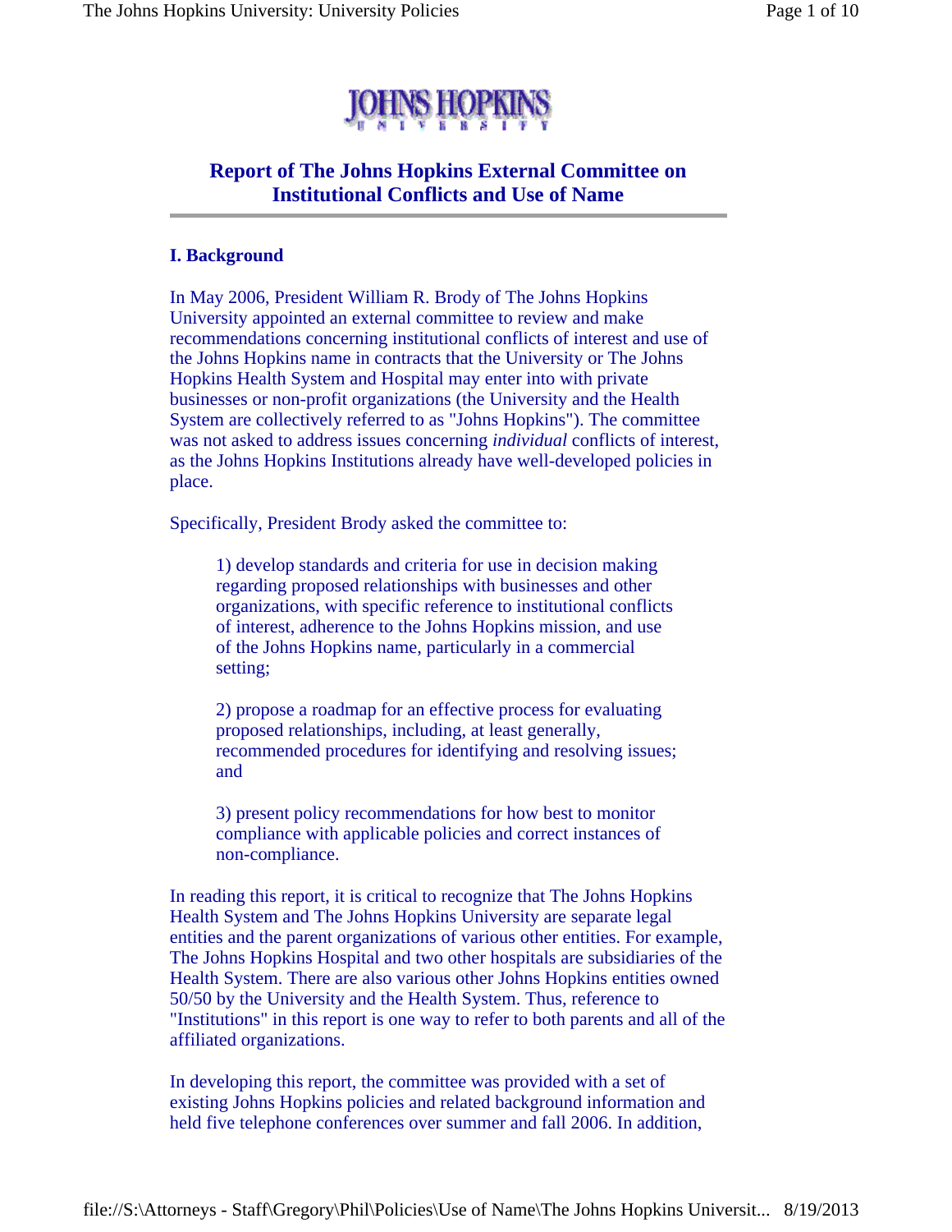# JOHNS HOPKINS UNIVERSITY

## Report of The Johns Hopkins External Committee on Institutional Conflicts and Use of Name

### I. Background

In May 2006, President William R. Brody of The Johns Hopkins University appointed an external committee to review and make recommendations concerning institutional conflicts of interest and use of the Johns Hopkins name in contracts that the University or The Johns Hopkins Health System and Hospital may enter into with private businesses or non-profit organizations (the University and the Health System are collectively referred to as "Johns Hopkins"). The committee was not asked to address issues concerning *individual* conflicts of interest, as the Johns Hopkins Institutions already have well-developed policies in place.

Specifically, President Brody asked the committee to:

> 1) develop standards and criteria for use in decision making regarding proposed relationships with businesses and other organizations, with specific reference to institutional conflicts of interest, adherence to the Johns Hopkins mission, and use of the Johns Hopkins name, particularly in a commercial setting;
>
> 2) propose a roadmap for an effective process for evaluating proposed relationships, including, at least generally, recommended procedures for identifying and resolving issues; and
>
> 3) present policy recommendations for how best to monitor compliance with applicable policies and correct instances of non-compliance.

In reading this report, it is critical to recognize that The Johns Hopkins Health System and The Johns Hopkins University are separate legal entities and the parent organizations of various other entities. For example, The Johns Hopkins Hospital and two other hospitals are subsidiaries of the Health System. There are also various other Johns Hopkins entities owned 50/50 by the University and the Health System. Thus, reference to "Institutions" in this report is one way to refer to both parents and all of the affiliated organizations.

In developing this report, the committee was provided with a set of existing Johns Hopkins policies and related background information and held five telephone conferences over summer and fall 2006. In addition,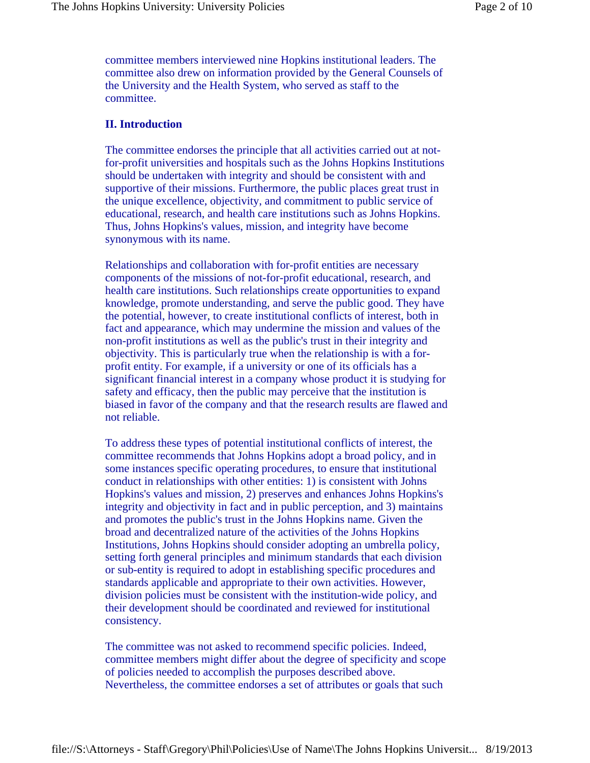committee members interviewed nine Hopkins institutional leaders. The committee also drew on information provided by the General Counsels of the University and the Health System, who served as staff to the committee.

## II. Introduction

The committee endorses the principle that all activities carried out at not-for-profit universities and hospitals such as the Johns Hopkins Institutions should be undertaken with integrity and should be consistent with and supportive of their missions. Furthermore, the public places great trust in the unique excellence, objectivity, and commitment to public service of educational, research, and health care institutions such as Johns Hopkins. Thus, Johns Hopkins's values, mission, and integrity have become synonymous with its name.

Relationships and collaboration with for-profit entities are necessary components of the missions of not-for-profit educational, research, and health care institutions. Such relationships create opportunities to expand knowledge, promote understanding, and serve the public good. They have the potential, however, to create institutional conflicts of interest, both in fact and appearance, which may undermine the mission and values of the non-profit institutions as well as the public's trust in their integrity and objectivity. This is particularly true when the relationship is with a for-profit entity. For example, if a university or one of its officials has a significant financial interest in a company whose product it is studying for safety and efficacy, then the public may perceive that the institution is biased in favor of the company and that the research results are flawed and not reliable.

To address these types of potential institutional conflicts of interest, the committee recommends that Johns Hopkins adopt a broad policy, and in some instances specific operating procedures, to ensure that institutional conduct in relationships with other entities: 1) is consistent with Johns Hopkins's values and mission, 2) preserves and enhances Johns Hopkins's integrity and objectivity in fact and in public perception, and 3) maintains and promotes the public's trust in the Johns Hopkins name. Given the broad and decentralized nature of the activities of the Johns Hopkins Institutions, Johns Hopkins should consider adopting an umbrella policy, setting forth general principles and minimum standards that each division or sub-entity is required to adopt in establishing specific procedures and standards applicable and appropriate to their own activities. However, division policies must be consistent with the institution-wide policy, and their development should be coordinated and reviewed for institutional consistency.

The committee was not asked to recommend specific policies. Indeed, committee members might differ about the degree of specificity and scope of policies needed to accomplish the purposes described above. Nevertheless, the committee endorses a set of attributes or goals that such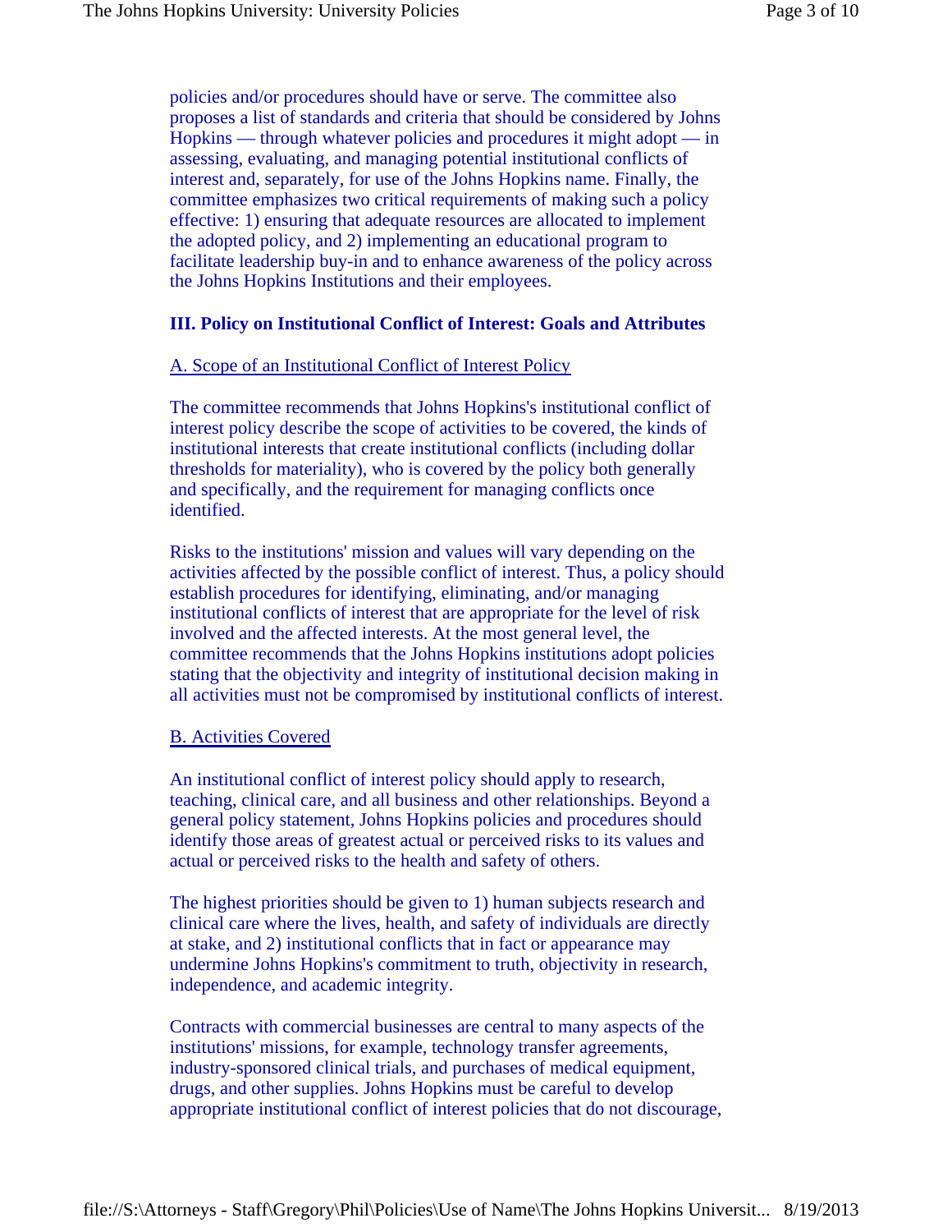policies and/or procedures should have or serve. The committee also proposes a list of standards and criteria that should be considered by Johns Hopkins — through whatever policies and procedures it might adopt — in assessing, evaluating, and managing potential institutional conflicts of interest and, separately, for use of the Johns Hopkins name. Finally, the committee emphasizes two critical requirements of making such a policy effective: 1) ensuring that adequate resources are allocated to implement the adopted policy, and 2) implementing an educational program to facilitate leadership buy-in and to enhance awareness of the policy across the Johns Hopkins Institutions and their employees.

## III. Policy on Institutional Conflict of Interest: Goals and Attributes

### A. Scope of an Institutional Conflict of Interest Policy

The committee recommends that Johns Hopkins's institutional conflict of interest policy describe the scope of activities to be covered, the kinds of institutional interests that create institutional conflicts (including dollar thresholds for materiality), who is covered by the policy both generally and specifically, and the requirement for managing conflicts once identified.

Risks to the institutions' mission and values will vary depending on the activities affected by the possible conflict of interest. Thus, a policy should establish procedures for identifying, eliminating, and/or managing institutional conflicts of interest that are appropriate for the level of risk involved and the affected interests. At the most general level, the committee recommends that the Johns Hopkins institutions adopt policies stating that the objectivity and integrity of institutional decision making in all activities must not be compromised by institutional conflicts of interest.

### B. Activities Covered

An institutional conflict of interest policy should apply to research, teaching, clinical care, and all business and other relationships. Beyond a general policy statement, Johns Hopkins policies and procedures should identify those areas of greatest actual or perceived risks to its values and actual or perceived risks to the health and safety of others.

The highest priorities should be given to 1) human subjects research and clinical care where the lives, health, and safety of individuals are directly at stake, and 2) institutional conflicts that in fact or appearance may undermine Johns Hopkins's commitment to truth, objectivity in research, independence, and academic integrity.

Contracts with commercial businesses are central to many aspects of the institutions' missions, for example, technology transfer agreements, industry-sponsored clinical trials, and purchases of medical equipment, drugs, and other supplies. Johns Hopkins must be careful to develop appropriate institutional conflict of interest policies that do not discourage,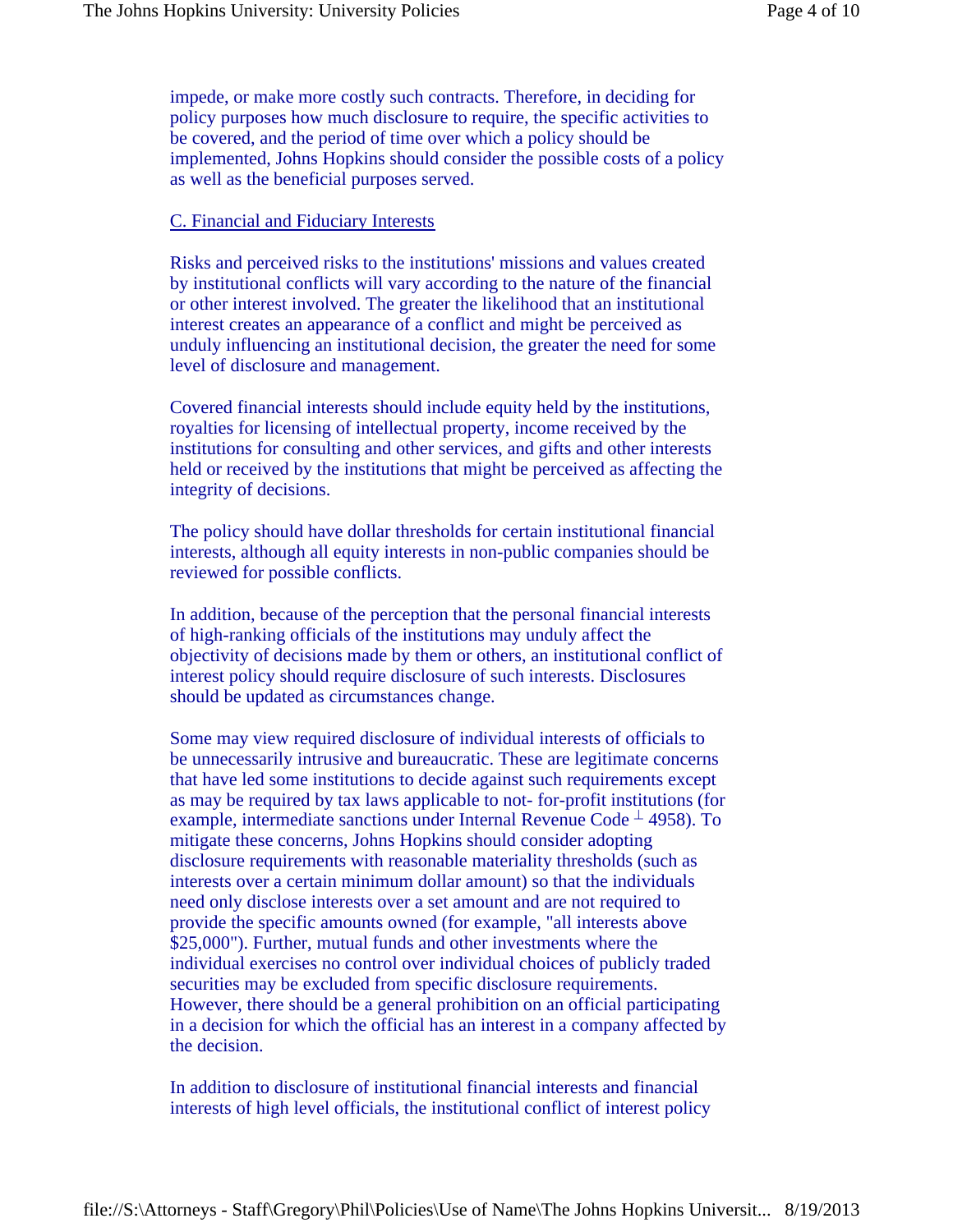impede, or make more costly such contracts. Therefore, in deciding for policy purposes how much disclosure to require, the specific activities to be covered, and the period of time over which a policy should be implemented, Johns Hopkins should consider the possible costs of a policy as well as the beneficial purposes served.

C. Financial and Fiduciary Interests

Risks and perceived risks to the institutions' missions and values created by institutional conflicts will vary according to the nature of the financial or other interest involved. The greater the likelihood that an institutional interest creates an appearance of a conflict and might be perceived as unduly influencing an institutional decision, the greater the need for some level of disclosure and management.

Covered financial interests should include equity held by the institutions, royalties for licensing of intellectual property, income received by the institutions for consulting and other services, and gifts and other interests held or received by the institutions that might be perceived as affecting the integrity of decisions.

The policy should have dollar thresholds for certain institutional financial interests, although all equity interests in non-public companies should be reviewed for possible conflicts.

In addition, because of the perception that the personal financial interests of high-ranking officials of the institutions may unduly affect the objectivity of decisions made by them or others, an institutional conflict of interest policy should require disclosure of such interests. Disclosures should be updated as circumstances change.

Some may view required disclosure of individual interests of officials to be unnecessarily intrusive and bureaucratic. These are legitimate concerns that have led some institutions to decide against such requirements except as may be required by tax laws applicable to not- for-profit institutions (for example, intermediate sanctions under Internal Revenue Code ⊥ 4958). To mitigate these concerns, Johns Hopkins should consider adopting disclosure requirements with reasonable materiality thresholds (such as interests over a certain minimum dollar amount) so that the individuals need only disclose interests over a set amount and are not required to provide the specific amounts owned (for example, "all interests above $25,000"). Further, mutual funds and other investments where the individual exercises no control over individual choices of publicly traded securities may be excluded from specific disclosure requirements. However, there should be a general prohibition on an official participating in a decision for which the official has an interest in a company affected by the decision.

In addition to disclosure of institutional financial interests and financial interests of high level officials, the institutional conflict of interest policy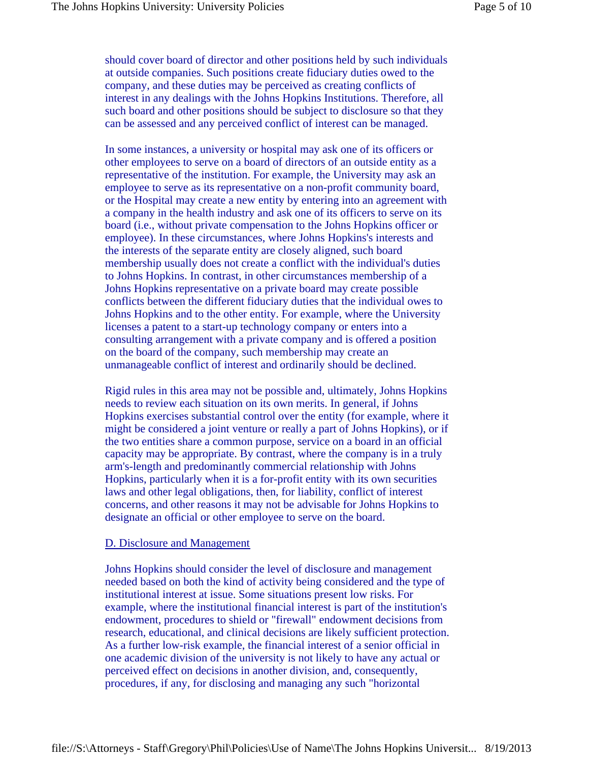should cover board of director and other positions held by such individuals at outside companies. Such positions create fiduciary duties owed to the company, and these duties may be perceived as creating conflicts of interest in any dealings with the Johns Hopkins Institutions. Therefore, all such board and other positions should be subject to disclosure so that they can be assessed and any perceived conflict of interest can be managed.

In some instances, a university or hospital may ask one of its officers or other employees to serve on a board of directors of an outside entity as a representative of the institution. For example, the University may ask an employee to serve as its representative on a non-profit community board, or the Hospital may create a new entity by entering into an agreement with a company in the health industry and ask one of its officers to serve on its board (i.e., without private compensation to the Johns Hopkins officer or employee). In these circumstances, where Johns Hopkins's interests and the interests of the separate entity are closely aligned, such board membership usually does not create a conflict with the individual's duties to Johns Hopkins. In contrast, in other circumstances membership of a Johns Hopkins representative on a private board may create possible conflicts between the different fiduciary duties that the individual owes to Johns Hopkins and to the other entity. For example, where the University licenses a patent to a start-up technology company or enters into a consulting arrangement with a private company and is offered a position on the board of the company, such membership may create an unmanageable conflict of interest and ordinarily should be declined.

Rigid rules in this area may not be possible and, ultimately, Johns Hopkins needs to review each situation on its own merits. In general, if Johns Hopkins exercises substantial control over the entity (for example, where it might be considered a joint venture or really a part of Johns Hopkins), or if the two entities share a common purpose, service on a board in an official capacity may be appropriate. By contrast, where the company is in a truly arm's-length and predominantly commercial relationship with Johns Hopkins, particularly when it is a for-profit entity with its own securities laws and other legal obligations, then, for liability, conflict of interest concerns, and other reasons it may not be advisable for Johns Hopkins to designate an official or other employee to serve on the board.

D. Disclosure and Management

Johns Hopkins should consider the level of disclosure and management needed based on both the kind of activity being considered and the type of institutional interest at issue. Some situations present low risks. For example, where the institutional financial interest is part of the institution's endowment, procedures to shield or "firewall" endowment decisions from research, educational, and clinical decisions are likely sufficient protection. As a further low-risk example, the financial interest of a senior official in one academic division of the university is not likely to have any actual or perceived effect on decisions in another division, and, consequently, procedures, if any, for disclosing and managing any such "horizontal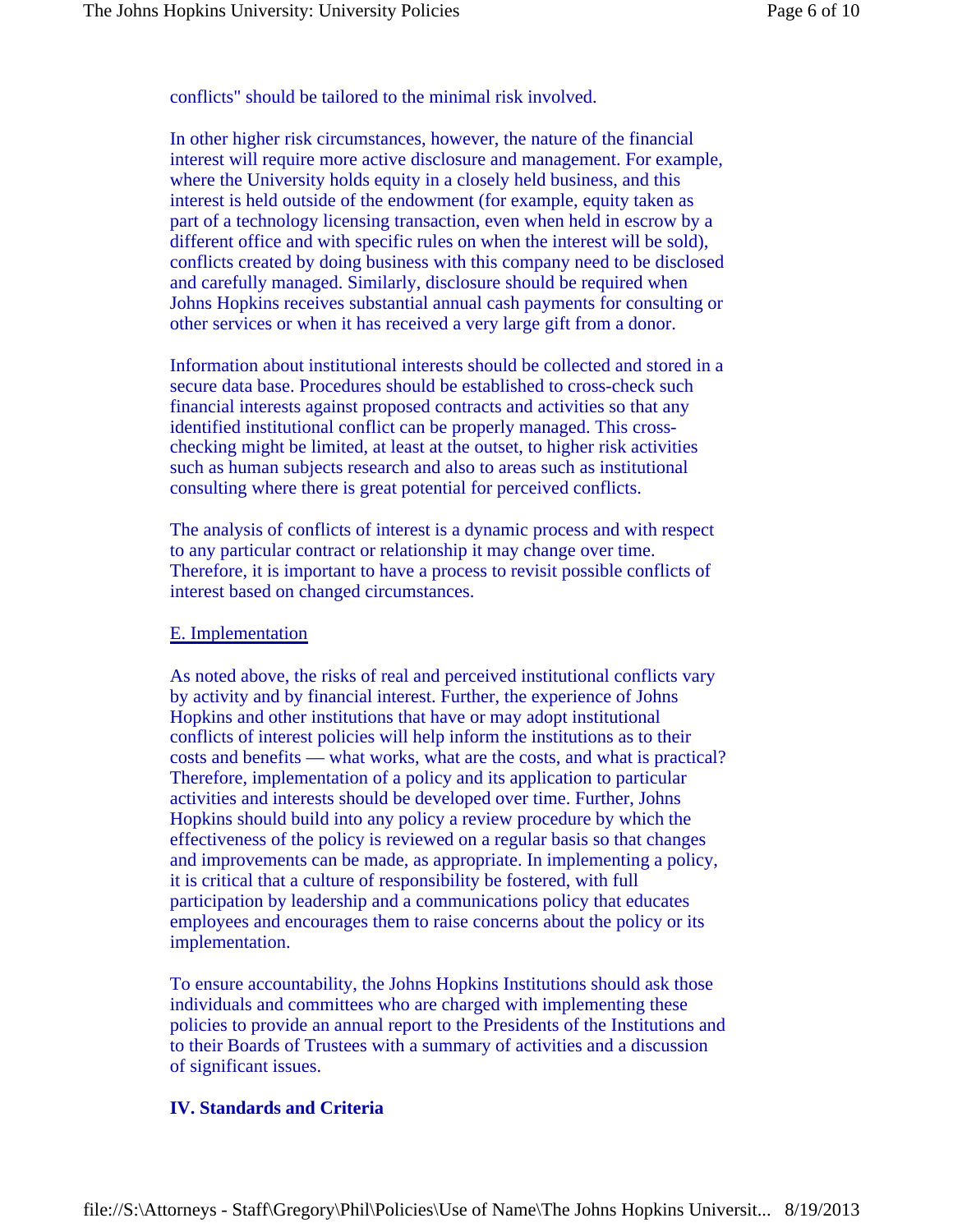conflicts" should be tailored to the minimal risk involved.

In other higher risk circumstances, however, the nature of the financial interest will require more active disclosure and management. For example, where the University holds equity in a closely held business, and this interest is held outside of the endowment (for example, equity taken as part of a technology licensing transaction, even when held in escrow by a different office and with specific rules on when the interest will be sold), conflicts created by doing business with this company need to be disclosed and carefully managed. Similarly, disclosure should be required when Johns Hopkins receives substantial annual cash payments for consulting or other services or when it has received a very large gift from a donor.

Information about institutional interests should be collected and stored in a secure data base. Procedures should be established to cross-check such financial interests against proposed contracts and activities so that any identified institutional conflict can be properly managed. This cross-checking might be limited, at least at the outset, to higher risk activities such as human subjects research and also to areas such as institutional consulting where there is great potential for perceived conflicts.

The analysis of conflicts of interest is a dynamic process and with respect to any particular contract or relationship it may change over time. Therefore, it is important to have a process to revisit possible conflicts of interest based on changed circumstances.

E. Implementation

As noted above, the risks of real and perceived institutional conflicts vary by activity and by financial interest. Further, the experience of Johns Hopkins and other institutions that have or may adopt institutional conflicts of interest policies will help inform the institutions as to their costs and benefits — what works, what are the costs, and what is practical? Therefore, implementation of a policy and its application to particular activities and interests should be developed over time. Further, Johns Hopkins should build into any policy a review procedure by which the effectiveness of the policy is reviewed on a regular basis so that changes and improvements can be made, as appropriate. In implementing a policy, it is critical that a culture of responsibility be fostered, with full participation by leadership and a communications policy that educates employees and encourages them to raise concerns about the policy or its implementation.

To ensure accountability, the Johns Hopkins Institutions should ask those individuals and committees who are charged with implementing these policies to provide an annual report to the Presidents of the Institutions and to their Boards of Trustees with a summary of activities and a discussion of significant issues.

## IV. Standards and Criteria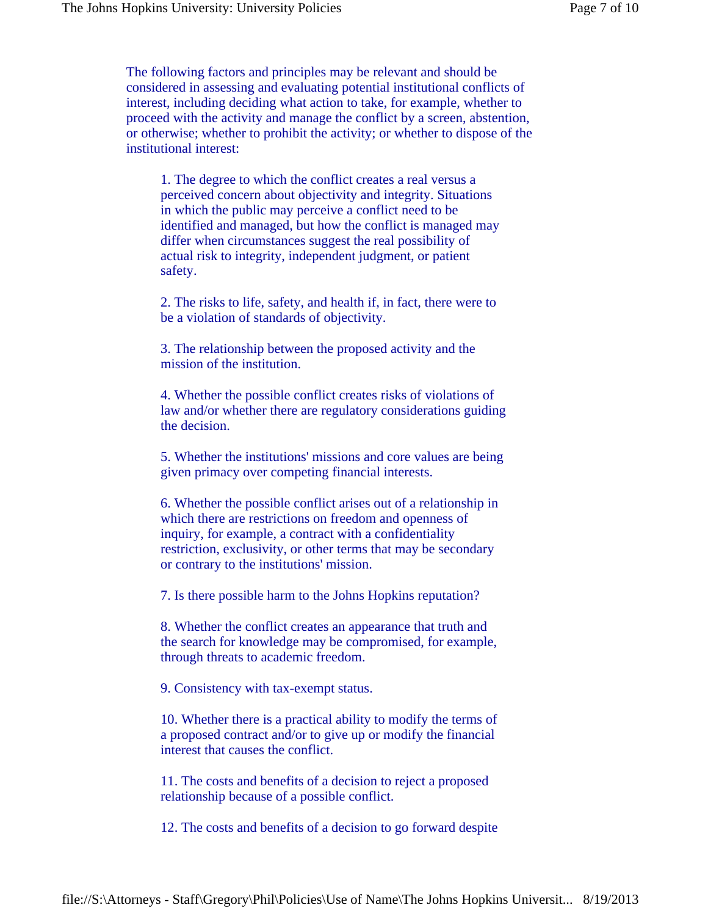The following factors and principles may be relevant and should be considered in assessing and evaluating potential institutional conflicts of interest, including deciding what action to take, for example, whether to proceed with the activity and manage the conflict by a screen, abstention, or otherwise; whether to prohibit the activity; or whether to dispose of the institutional interest:

1. The degree to which the conflict creates a real versus a perceived concern about objectivity and integrity. Situations in which the public may perceive a conflict need to be identified and managed, but how the conflict is managed may differ when circumstances suggest the real possibility of actual risk to integrity, independent judgment, or patient safety.

2. The risks to life, safety, and health if, in fact, there were to be a violation of standards of objectivity.

3. The relationship between the proposed activity and the mission of the institution.

4. Whether the possible conflict creates risks of violations of law and/or whether there are regulatory considerations guiding the decision.

5. Whether the institutions' missions and core values are being given primacy over competing financial interests.

6. Whether the possible conflict arises out of a relationship in which there are restrictions on freedom and openness of inquiry, for example, a contract with a confidentiality restriction, exclusivity, or other terms that may be secondary or contrary to the institutions' mission.

7. Is there possible harm to the Johns Hopkins reputation?

8. Whether the conflict creates an appearance that truth and the search for knowledge may be compromised, for example, through threats to academic freedom.

9. Consistency with tax-exempt status.

10. Whether there is a practical ability to modify the terms of a proposed contract and/or to give up or modify the financial interest that causes the conflict.

11. The costs and benefits of a decision to reject a proposed relationship because of a possible conflict.

12. The costs and benefits of a decision to go forward despite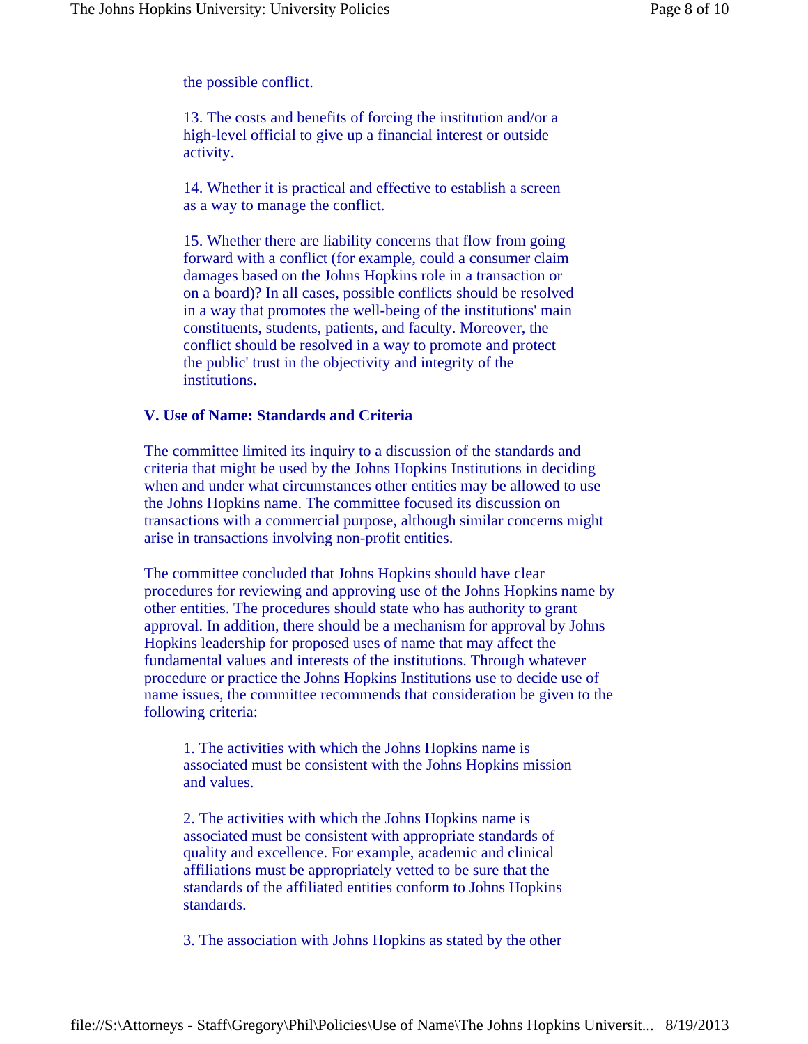the possible conflict.

13. The costs and benefits of forcing the institution and/or a high-level official to give up a financial interest or outside activity.

14. Whether it is practical and effective to establish a screen as a way to manage the conflict.

15. Whether there are liability concerns that flow from going forward with a conflict (for example, could a consumer claim damages based on the Johns Hopkins role in a transaction or on a board)? In all cases, possible conflicts should be resolved in a way that promotes the well-being of the institutions' main constituents, students, patients, and faculty. Moreover, the conflict should be resolved in a way to promote and protect the public' trust in the objectivity and integrity of the institutions.

**V. Use of Name: Standards and Criteria**

The committee limited its inquiry to a discussion of the standards and criteria that might be used by the Johns Hopkins Institutions in deciding when and under what circumstances other entities may be allowed to use the Johns Hopkins name. The committee focused its discussion on transactions with a commercial purpose, although similar concerns might arise in transactions involving non-profit entities.

The committee concluded that Johns Hopkins should have clear procedures for reviewing and approving use of the Johns Hopkins name by other entities. The procedures should state who has authority to grant approval. In addition, there should be a mechanism for approval by Johns Hopkins leadership for proposed uses of name that may affect the fundamental values and interests of the institutions. Through whatever procedure or practice the Johns Hopkins Institutions use to decide use of name issues, the committee recommends that consideration be given to the following criteria:

1. The activities with which the Johns Hopkins name is associated must be consistent with the Johns Hopkins mission and values.

2. The activities with which the Johns Hopkins name is associated must be consistent with appropriate standards of quality and excellence. For example, academic and clinical affiliations must be appropriately vetted to be sure that the standards of the affiliated entities conform to Johns Hopkins standards.

3. The association with Johns Hopkins as stated by the other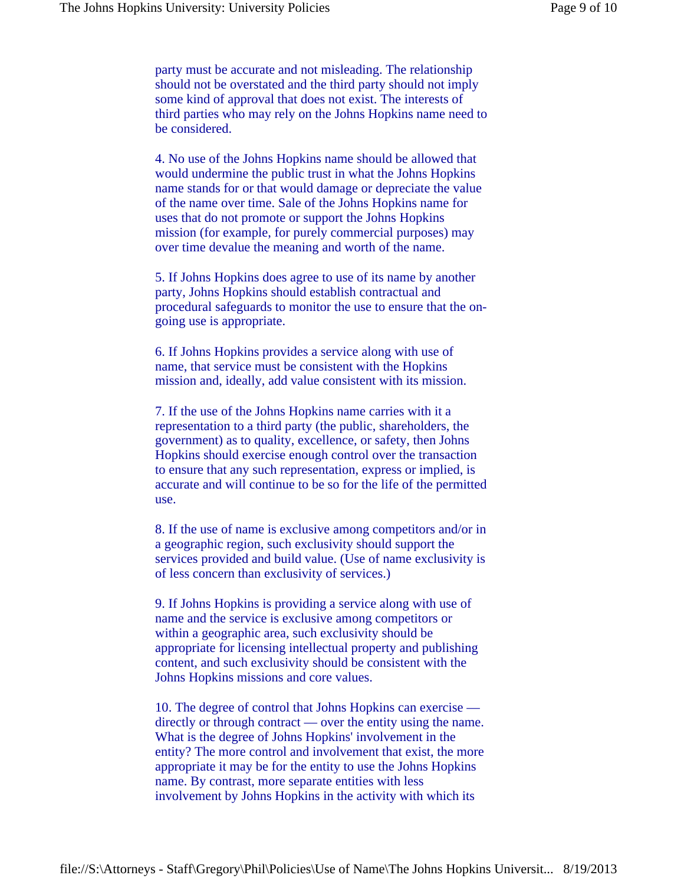party must be accurate and not misleading. The relationship should not be overstated and the third party should not imply some kind of approval that does not exist. The interests of third parties who may rely on the Johns Hopkins name need to be considered.

4. No use of the Johns Hopkins name should be allowed that would undermine the public trust in what the Johns Hopkins name stands for or that would damage or depreciate the value of the name over time. Sale of the Johns Hopkins name for uses that do not promote or support the Johns Hopkins mission (for example, for purely commercial purposes) may over time devalue the meaning and worth of the name.

5. If Johns Hopkins does agree to use of its name by another party, Johns Hopkins should establish contractual and procedural safeguards to monitor the use to ensure that the on-going use is appropriate.

6. If Johns Hopkins provides a service along with use of name, that service must be consistent with the Hopkins mission and, ideally, add value consistent with its mission.

7. If the use of the Johns Hopkins name carries with it a representation to a third party (the public, shareholders, the government) as to quality, excellence, or safety, then Johns Hopkins should exercise enough control over the transaction to ensure that any such representation, express or implied, is accurate and will continue to be so for the life of the permitted use.

8. If the use of name is exclusive among competitors and/or in a geographic region, such exclusivity should support the services provided and build value. (Use of name exclusivity is of less concern than exclusivity of services.)

9. If Johns Hopkins is providing a service along with use of name and the service is exclusive among competitors or within a geographic area, such exclusivity should be appropriate for licensing intellectual property and publishing content, and such exclusivity should be consistent with the Johns Hopkins missions and core values.

10. The degree of control that Johns Hopkins can exercise — directly or through contract — over the entity using the name. What is the degree of Johns Hopkins' involvement in the entity? The more control and involvement that exist, the more appropriate it may be for the entity to use the Johns Hopkins name. By contrast, more separate entities with less involvement by Johns Hopkins in the activity with which its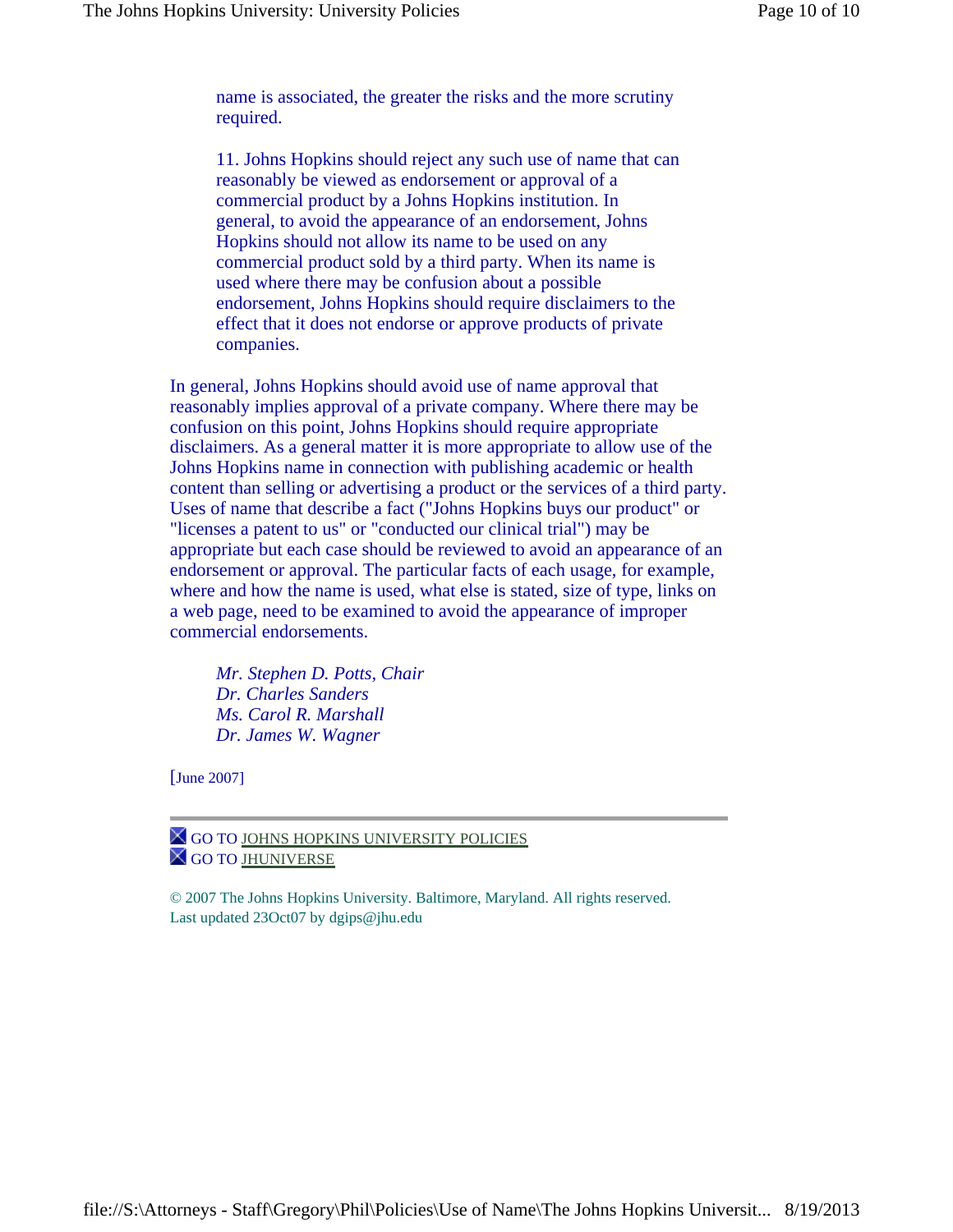name is associated, the greater the risks and the more scrutiny required.

11. Johns Hopkins should reject any such use of name that can reasonably be viewed as endorsement or approval of a commercial product by a Johns Hopkins institution. In general, to avoid the appearance of an endorsement, Johns Hopkins should not allow its name to be used on any commercial product sold by a third party. When its name is used where there may be confusion about a possible endorsement, Johns Hopkins should require disclaimers to the effect that it does not endorse or approve products of private companies.

In general, Johns Hopkins should avoid use of name approval that reasonably implies approval of a private company. Where there may be confusion on this point, Johns Hopkins should require appropriate disclaimers. As a general matter it is more appropriate to allow use of the Johns Hopkins name in connection with publishing academic or health content than selling or advertising a product or the services of a third party. Uses of name that describe a fact ("Johns Hopkins buys our product" or "licenses a patent to us" or "conducted our clinical trial") may be appropriate but each case should be reviewed to avoid an appearance of an endorsement or approval. The particular facts of each usage, for example, where and how the name is used, what else is stated, size of type, links on a web page, need to be examined to avoid the appearance of improper commercial endorsements.

*Mr. Stephen D. Potts, Chair*
*Dr. Charles Sanders*
*Ms. Carol R. Marshall*
*Dr. James W. Wagner*

[June 2007]

---

GO TO JOHNS HOPKINS UNIVERSITY POLICIES
GO TO JHUNIVERSE

© 2007 The Johns Hopkins University. Baltimore, Maryland. All rights reserved.
Last updated 23Oct07 by dgips@jhu.edu